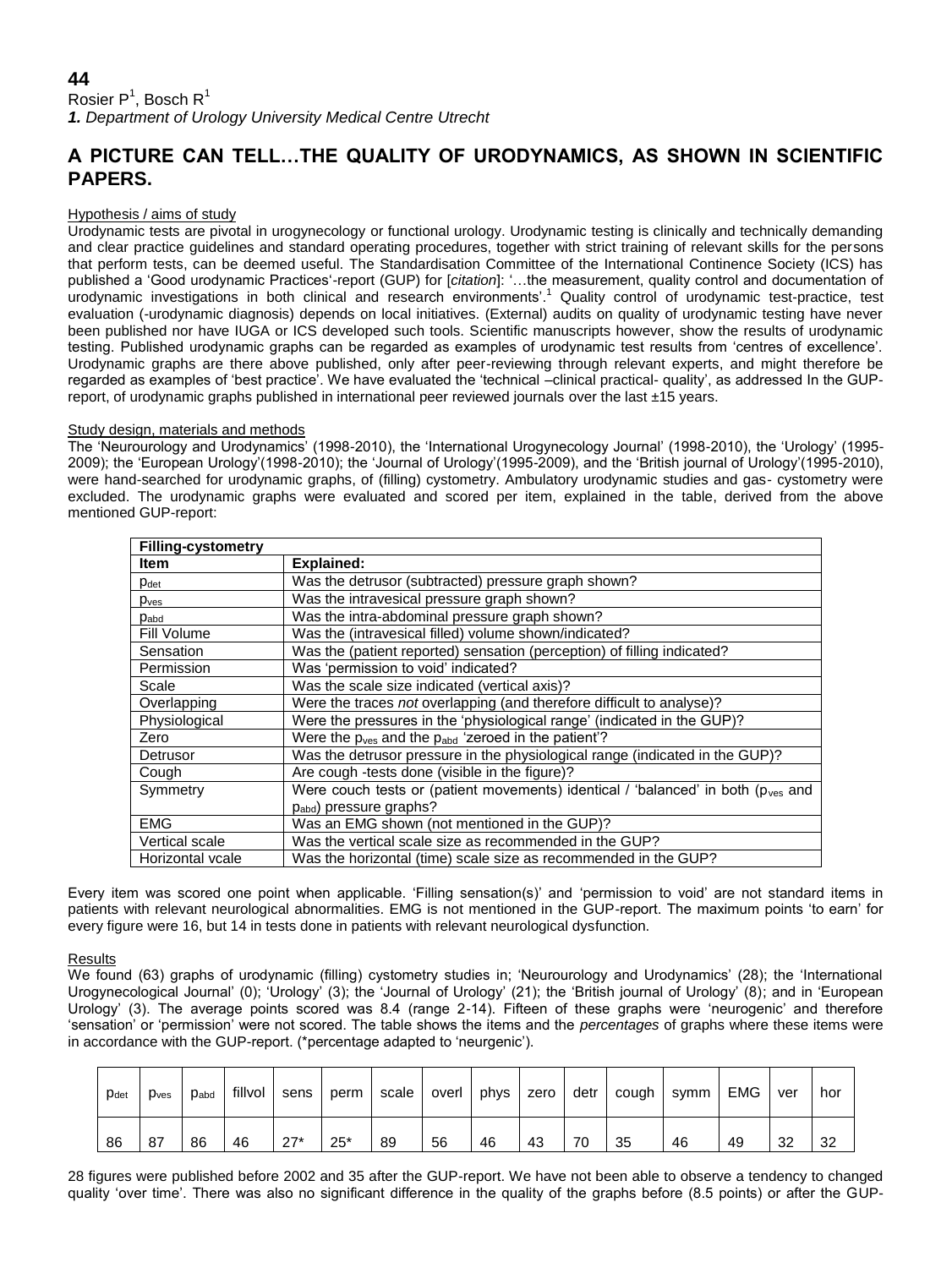**44**

Rosier P[1], Bosch R[1]

*1. Department of Urology University Medical Centre Utrecht*

## A PICTURE CAN TELL…THE QUALITY OF URODYNAMICS, AS SHOWN IN SCIENTIFIC PAPERS.

### Hypothesis / aims of study

Urodynamic tests are pivotal in urogynecology or functional urology. Urodynamic testing is clinically and technically demanding and clear practice guidelines and standard operating procedures, together with strict training of relevant skills for the persons that perform tests, can be deemed useful. The Standardisation Committee of the International Continence Society (ICS) has published a 'Good urodynamic Practices'-report (GUP) for [*citation*]: '…the measurement, quality control and documentation of urodynamic investigations in both clinical and research environments'.[1] Quality control of urodynamic test-practice, test evaluation (-urodynamic diagnosis) depends on local initiatives. (External) audits on quality of urodynamic testing have never been published nor have IUGA or ICS developed such tools. Scientific manuscripts however, show the results of urodynamic testing. Published urodynamic graphs can be regarded as examples of urodynamic test results from 'centres of excellence'. Urodynamic graphs are there above published, only after peer-reviewing through relevant experts, and might therefore be regarded as examples of 'best practice'. We have evaluated the 'technical –clinical practical- quality', as addressed In the GUP-report, of urodynamic graphs published in international peer reviewed journals over the last ±15 years.

### Study design, materials and methods

The 'Neurourology and Urodynamics' (1998-2010), the 'International Urogynecology Journal' (1998-2010), the 'Urology' (1995-2009); the 'European Urology'(1998-2010); the 'Journal of Urology'(1995-2009), and the 'British journal of Urology'(1995-2010), were hand-searched for urodynamic graphs, of (filling) cystometry. Ambulatory urodynamic studies and gas- cystometry were excluded. The urodynamic graphs were evaluated and scored per item, explained in the table, derived from the above mentioned GUP-report:

| **Filling-cystometry** | |
|---|---|
| **Item** | **Explained:** |
| $p_{det}$ | Was the detrusor (subtracted) pressure graph shown? |
| $p_{ves}$ | Was the intravesical pressure graph shown? |
| $p_{abd}$ | Was the intra-abdominal pressure graph shown? |
| Fill Volume | Was the (intravesical filled) volume shown/indicated? |
| Sensation | Was the (patient reported) sensation (perception) of filling indicated? |
| Permission | Was 'permission to void' indicated? |
| Scale | Was the scale size indicated (vertical axis)? |
| Overlapping | Were the traces *not* overlapping (and therefore difficult to analyse)? |
| Physiological | Were the pressures in the 'physiological range' (indicated in the GUP)? |
| Zero | Were the $p_{ves}$ and the $p_{abd}$ 'zeroed in the patient'? |
| Detrusor | Was the detrusor pressure in the physiological range (indicated in the GUP)? |
| Cough | Are cough -tests done (visible in the figure)? |
| Symmetry | Were couch tests or (patient movements) identical / 'balanced' in both ($p_{ves}$ and $p_{abd}$) pressure graphs? |
| EMG | Was an EMG shown (not mentioned in the GUP)? |
| Vertical scale | Was the vertical scale size as recommended in the GUP? |
| Horizontal vcale | Was the horizontal (time) scale size as recommended in the GUP? |

Every item was scored one point when applicable. 'Filling sensation(s)' and 'permission to void' are not standard items in patients with relevant neurological abnormalities. EMG is not mentioned in the GUP-report. The maximum points 'to earn' for every figure were 16, but 14 in tests done in patients with relevant neurological dysfunction.

### Results

We found (63) graphs of urodynamic (filling) cystometry studies in; 'Neurourology and Urodynamics' (28); the 'International Urogynecological Journal' (0); 'Urology' (3); the 'Journal of Urology' (21); the 'British journal of Urology' (8); and in 'European Urology' (3). The average points scored was 8.4 (range 2-14). Fifteen of these graphs were 'neurogenic' and therefore 'sensation' or 'permission' were not scored. The table shows the items and the *percentages* of graphs where these items were in accordance with the GUP-report. (*percentage adapted to 'neurgenic').

| $p_{det}$ | $p_{ves}$ | $p_{abd}$ | fillvol | sens | perm | scale | overl | phys | zero | detr | cough | symm | EMG | ver | hor |
|---|---|---|---|---|---|---|---|---|---|---|---|---|---|---|---|
| 86 | 87 | 86 | 46 | 27* | 25* | 89 | 56 | 46 | 43 | 70 | 35 | 46 | 49 | 32 | 32 |

28 figures were published before 2002 and 35 after the GUP-report. We have not been able to observe a tendency to changed quality 'over time'. There was also no significant difference in the quality of the graphs before (8.5 points) or after the GUP-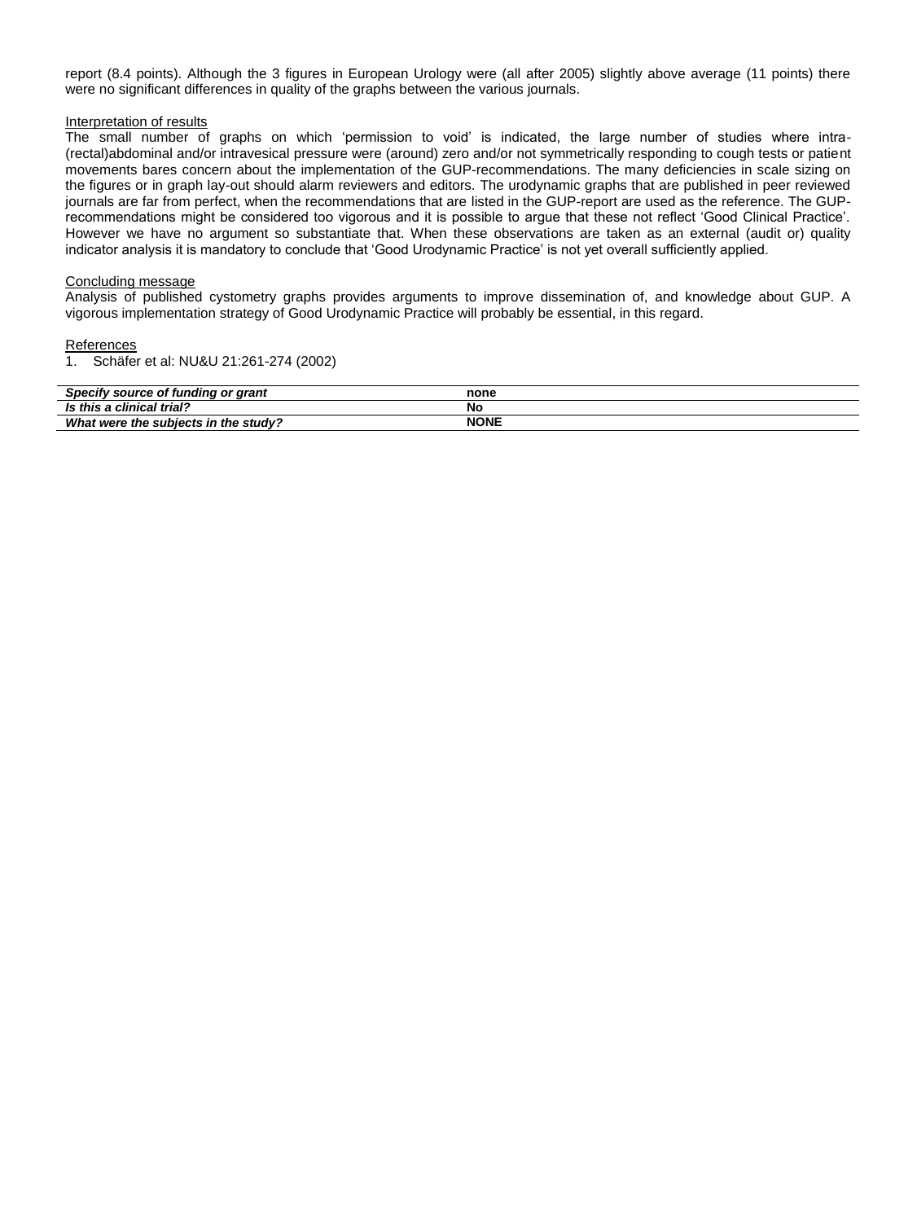report (8.4 points). Although the 3 figures in European Urology were (all after 2005) slightly above average (11 points) there were no significant differences in quality of the graphs between the various journals.

Interpretation of results

The small number of graphs on which 'permission to void' is indicated, the large number of studies where intra-(rectal)abdominal and/or intravesical pressure were (around) zero and/or not symmetrically responding to cough tests or patient movements bares concern about the implementation of the GUP-recommendations. The many deficiencies in scale sizing on the figures or in graph lay-out should alarm reviewers and editors. The urodynamic graphs that are published in peer reviewed journals are far from perfect, when the recommendations that are listed in the GUP-report are used as the reference. The GUP-recommendations might be considered too vigorous and it is possible to argue that these not reflect 'Good Clinical Practice'. However we have no argument so substantiate that. When these observations are taken as an external (audit or) quality indicator analysis it is mandatory to conclude that 'Good Urodynamic Practice' is not yet overall sufficiently applied.

Concluding message

Analysis of published cystometry graphs provides arguments to improve dissemination of, and knowledge about GUP. A vigorous implementation strategy of Good Urodynamic Practice will probably be essential, in this regard.

References

1. Schäfer et al: NU&U 21:261-274 (2002)

| | |
|---|---|
| ***Specify source of funding or grant*** | **none** |
| ***Is this a clinical trial?*** | **No** |
| ***What were the subjects in the study?*** | **NONE** |